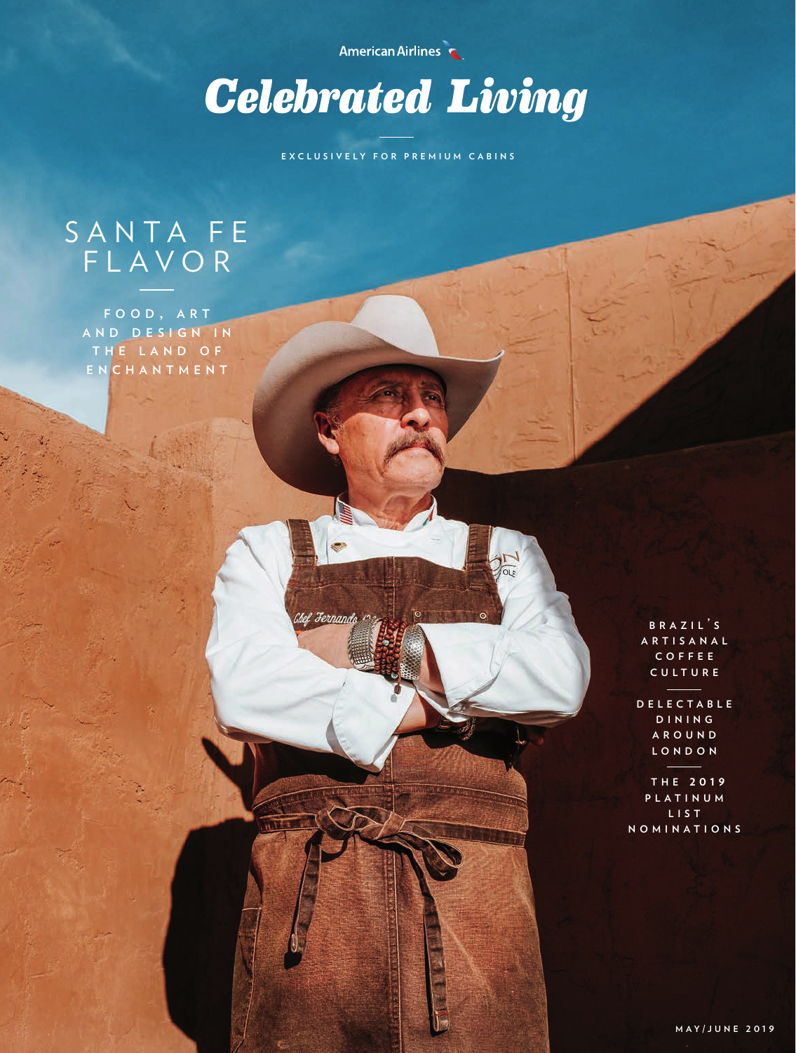American Airlines

# Celebrated Living

EXCLUSIVELY FOR PREMIUM CABINS

## SANTA FE FLAVOR

FOOD, ART AND DESIGN IN THE LAND OF ENCHANTMENT

BRAZIL'S ARTISANAL COFFEE CULTURE

DELECTABLE DINING AROUND LONDON

THE 2019 PLATINUM LIST NOMINATIONS

MAY/JUNE 2019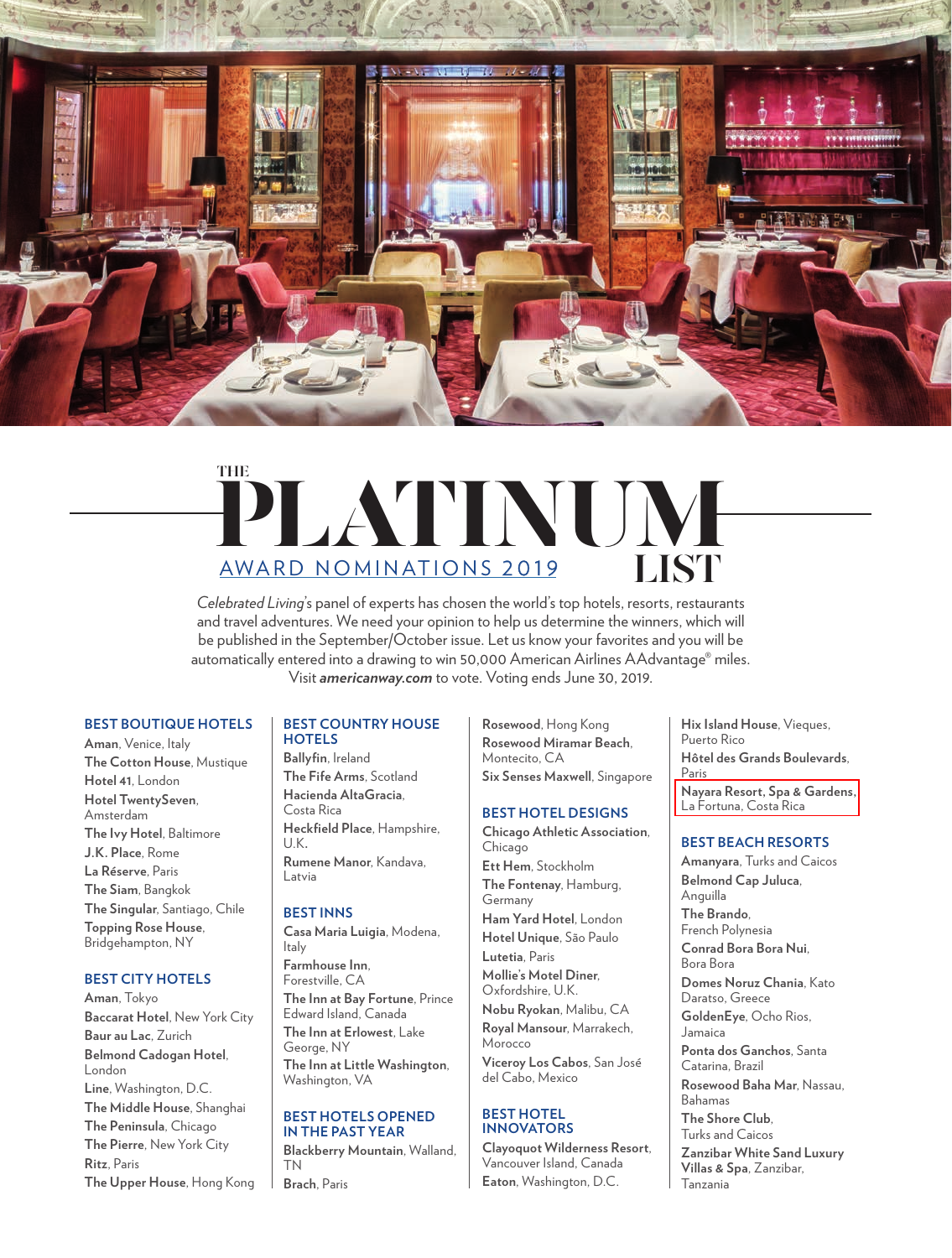# THE PLATINUM LIST

## AWARD NOMINATIONS 2019

*Celebrated Living*'s panel of experts has chosen the world's top hotels, resorts, restaurants and travel adventures. We need your opinion to help us determine the winners, which will be published in the September/October issue. Let us know your favorites and you will be automatically entered into a drawing to win 50,000 American Airlines AAdvantage® miles. Visit ***americanway.com*** to vote. Voting ends June 30, 2019.

### BEST BOUTIQUE HOTELS

**Aman**, Venice, Italy
**The Cotton House**, Mustique
**Hotel 41**, London
**Hotel TwentySeven**, Amsterdam
**The Ivy Hotel**, Baltimore
**J.K. Place**, Rome
**La Réserve**, Paris
**The Siam**, Bangkok
**The Singular**, Santiago, Chile
**Topping Rose House**, Bridgehampton, NY

### BEST CITY HOTELS

**Aman**, Tokyo
**Baccarat Hotel**, New York City
**Baur au Lac**, Zurich
**Belmond Cadogan Hotel**, London
**Line**, Washington, D.C.
**The Middle House**, Shanghai
**The Peninsula**, Chicago
**The Pierre**, New York City
**Ritz**, Paris
**The Upper House**, Hong Kong

### BEST COUNTRY HOUSE HOTELS

**Ballyfin**, Ireland
**The Fife Arms**, Scotland
**Hacienda AltaGracia**, Costa Rica
**Heckfield Place**, Hampshire, U.K.
**Rumene Manor**, Kandava, Latvia

### BEST INNS

**Casa Maria Luigia**, Modena, Italy
**Farmhouse Inn**, Forestville, CA
**The Inn at Bay Fortune**, Prince Edward Island, Canada
**The Inn at Erlowest**, Lake George, NY
**The Inn at Little Washington**, Washington, VA

### BEST HOTELS OPENED IN THE PAST YEAR

**Blackberry Mountain**, Walland, TN
**Brach**, Paris
**Rosewood**, Hong Kong
**Rosewood Miramar Beach**, Montecito, CA
**Six Senses Maxwell**, Singapore

### BEST HOTEL DESIGNS

**Chicago Athletic Association**, Chicago
**Ett Hem**, Stockholm
**The Fontenay**, Hamburg, Germany
**Ham Yard Hotel**, London
**Hotel Unique**, São Paulo
**Lutetia**, Paris
**Mollie's Motel Diner**, Oxfordshire, U.K.
**Nobu Ryokan**, Malibu, CA
**Royal Mansour**, Marrakech, Morocco
**Viceroy Los Cabos**, San José del Cabo, Mexico

### BEST HOTEL INNOVATORS

**Clayoquot Wilderness Resort**, Vancouver Island, Canada
**Eaton**, Washington, D.C.
**Hix Island House**, Vieques, Puerto Rico
**Hôtel des Grands Boulevards**, Paris
**Nayara Resort, Spa & Gardens**, La Fortuna, Costa Rica

### BEST BEACH RESORTS

**Amanyara**, Turks and Caicos
**Belmond Cap Juluca**, Anguilla
**The Brando**, French Polynesia
**Conrad Bora Bora Nui**, Bora Bora
**Domes Noruz Chania**, Kato Daratso, Greece
**GoldenEye**, Ocho Rios, Jamaica
**Ponta dos Ganchos**, Santa Catarina, Brazil
**Rosewood Baha Mar**, Nassau, Bahamas
**The Shore Club**, Turks and Caicos
**Zanzibar White Sand Luxury Villas & Spa**, Zanzibar, Tanzania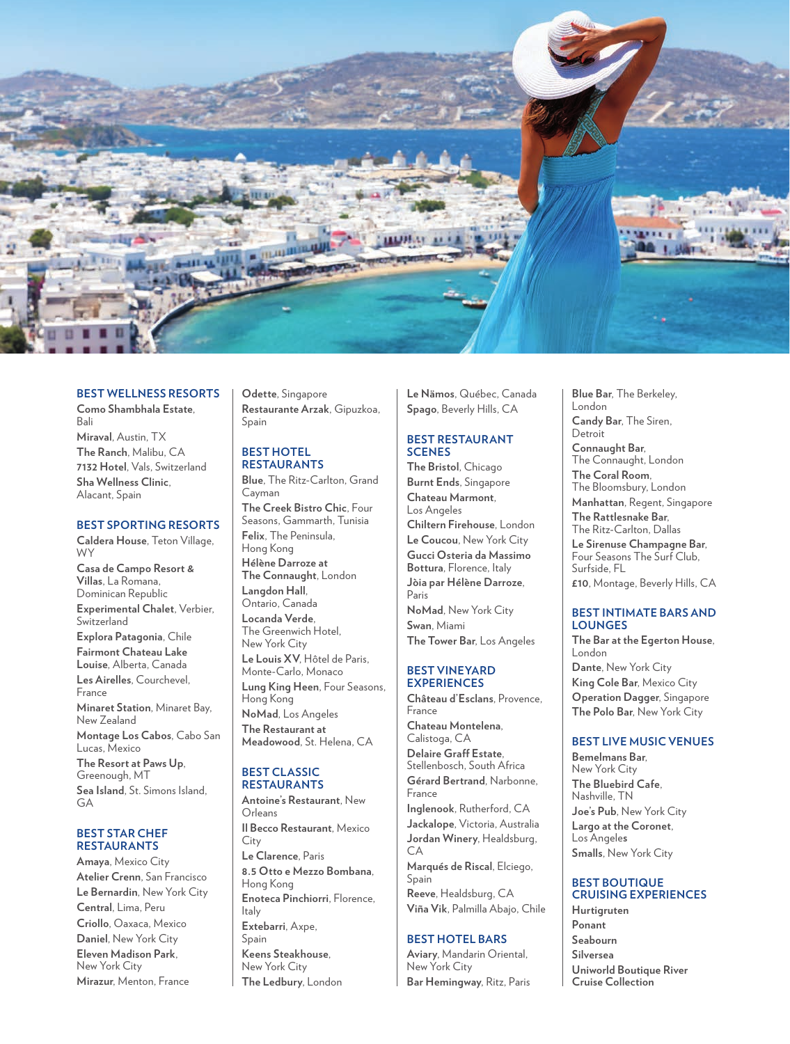## BEST WELLNESS RESORTS

**Como Shambhala Estate**, Bali
**Miraval**, Austin, TX
**The Ranch**, Malibu, CA
**7132 Hotel**, Vals, Switzerland
**Sha Wellness Clinic**, Alacant, Spain

## BEST SPORTING RESORTS

**Caldera House**, Teton Village, WY
**Casa de Campo Resort & Villas**, La Romana, Dominican Republic
**Experimental Chalet**, Verbier, Switzerland
**Explora Patagonia**, Chile
**Fairmont Chateau Lake Louise**, Alberta, Canada
**Les Airelles**, Courchevel, France
**Minaret Station**, Minaret Bay, New Zealand
**Montage Los Cabos**, Cabo San Lucas, Mexico
**The Resort at Paws Up**, Greenough, MT
**Sea Island**, St. Simons Island, GA

## BEST STAR CHEF RESTAURANTS

**Amaya**, Mexico City
**Atelier Crenn**, San Francisco
**Le Bernardin**, New York City
**Central**, Lima, Peru
**Criollo**, Oaxaca, Mexico
**Daniel**, New York City
**Eleven Madison Park**, New York City
**Mirazur**, Menton, France
**Odette**, Singapore
**Restaurante Arzak**, Gipuzkoa, Spain

## BEST HOTEL RESTAURANTS

**Blue**, The Ritz-Carlton, Grand Cayman
**The Creek Bistro Chic**, Four Seasons, Gammarth, Tunisia
**Felix**, The Peninsula, Hong Kong
**Hélène Darroze at The Connaught**, London
**Langdon Hall**, Ontario, Canada
**Locanda Verde**, The Greenwich Hotel, New York City
**Le Louis XV**, Hôtel de Paris, Monte-Carlo, Monaco
**Lung King Heen**, Four Seasons, Hong Kong
**NoMad**, Los Angeles
**The Restaurant at Meadowood**, St. Helena, CA

## BEST CLASSIC RESTAURANTS

**Antoine's Restaurant**, New Orleans
**Il Becco Restaurant**, Mexico City
**Le Clarence**, Paris
**8.5 Otto e Mezzo Bombana**, Hong Kong
**Enoteca Pinchiorri**, Florence, Italy
**Extebarri**, Axpe, Spain
**Keens Steakhouse**, New York City
**The Ledbury**, London
**Le Nāmos**, Québec, Canada
**Spago**, Beverly Hills, CA

## BEST RESTAURANT SCENES

**The Bristol**, Chicago
**Burnt Ends**, Singapore
**Chateau Marmont**, Los Angeles
**Chiltern Firehouse**, London
**Le Coucou**, New York City
**Gucci Osteria da Massimo Bottura**, Florence, Italy
**Jòia par Hélène Darroze**, Paris
**NoMad**, New York City
**Swan**, Miami
**The Tower Bar**, Los Angeles

## BEST VINEYARD EXPERIENCES

**Château d'Esclans**, Provence, France
**Chateau Montelena**, Calistoga, CA
**Delaire Graff Estate**, Stellenbosch, South Africa
**Gérard Bertrand**, Narbonne, France
**Inglenook**, Rutherford, CA
**Jackalope**, Victoria, Australia
**Jordan Winery**, Healdsburg, CA
**Marqués de Riscal**, Elciego, Spain
**Reeve**, Healdsburg, CA
**Viña Vik**, Palmilla Abajo, Chile

## BEST HOTEL BARS

**Aviary**, Mandarin Oriental, New York City
**Bar Hemingway**, Ritz, Paris
**Blue Bar**, The Berkeley, London
**Candy Bar**, The Siren, Detroit
**Connaught Bar**, The Connaught, London
**The Coral Room**, The Bloomsbury, London
**Manhattan**, Regent, Singapore
**The Rattlesnake Bar**, The Ritz-Carlton, Dallas
**Le Sirenuse Champagne Bar**, Four Seasons The Surf Club, Surfside, FL
**£10**, Montage, Beverly Hills, CA

## BEST INTIMATE BARS AND LOUNGES

**The Bar at the Egerton House**, London
**Dante**, New York City
**King Cole Bar**, Mexico City
**Operation Dagger**, Singapore
**The Polo Bar**, New York City

## BEST LIVE MUSIC VENUES

**Bemelmans Bar**, New York City
**The Bluebird Cafe**, Nashville, TN
**Joe's Pub**, New York City
**Largo at the Coronet**, Los Angeles
**Smalls**, New York City

## BEST BOUTIQUE CRUISING EXPERIENCES

**Hurtigruten**
**Ponant**
**Seabourn**
**Silversea**
**Uniworld Boutique River Cruise Collection**